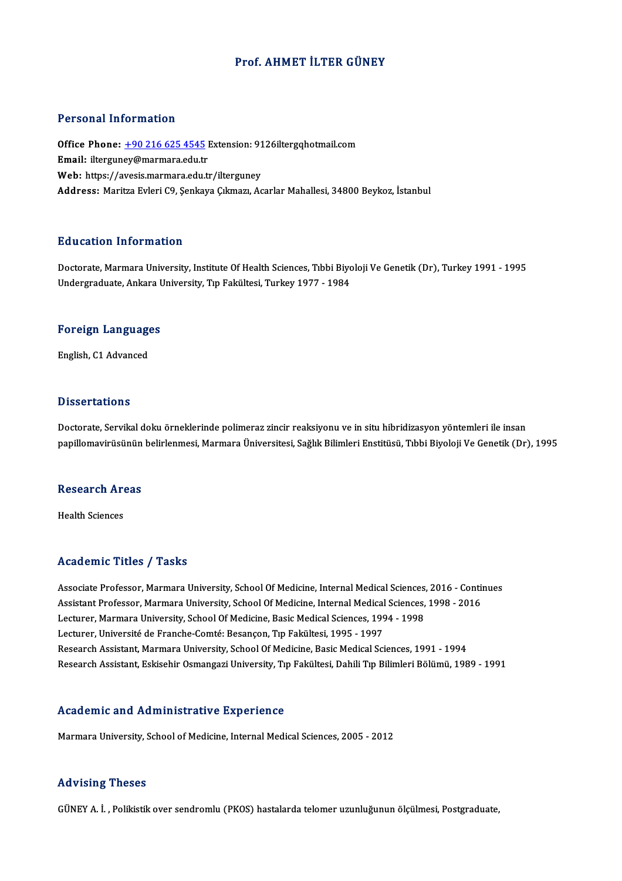# Prof. AHMET İLTER GÜNEY

## Personal Information

**Office Phone:** +90 216 625 4545 Extension: 9126iltergqhotmail.com
**Email:** ilterguney@marmara.edu.tr
**Web:** https://avesis.marmara.edu.tr/ilterguney
**Address:** Maritza Evleri C9, Şenkaya Çıkmazı, Acarlar Mahallesi, 34800 Beykoz, İstanbul

## Education Information

Doctorate, Marmara University, Institute Of Health Sciences, Tıbbi Biyoloji Ve Genetik (Dr), Turkey 1991 - 1995
Undergraduate, Ankara University, Tıp Fakültesi, Turkey 1977 - 1984

## Foreign Languages

English, C1 Advanced

## Dissertations

Doctorate, Servikal doku örneklerinde polimeraz zincir reaksiyonu ve in situ hibridizasyon yöntemleri ile insan papillomavirüsünün belirlenmesi, Marmara Üniversitesi, Sağlık Bilimleri Enstitüsü, Tıbbi Biyoloji Ve Genetik (Dr), 1995

## Research Areas

Health Sciences

## Academic Titles / Tasks

Associate Professor, Marmara University, School Of Medicine, Internal Medical Sciences, 2016 - Continues
Assistant Professor, Marmara University, School Of Medicine, Internal Medical Sciences, 1998 - 2016
Lecturer, Marmara University, School Of Medicine, Basic Medical Sciences, 1994 - 1998
Lecturer, Université de Franche-Comté: Besançon, Tıp Fakültesi, 1995 - 1997
Research Assistant, Marmara University, School Of Medicine, Basic Medical Sciences, 1991 - 1994
Research Assistant, Eskisehir Osmangazi University, Tıp Fakültesi, Dahili Tıp Bilimleri Bölümü, 1989 - 1991

## Academic and Administrative Experience

Marmara University, School of Medicine, Internal Medical Sciences, 2005 - 2012

## Advising Theses

GÜNEY A. İ. , Polikistik over sendromlu (PKOS) hastalarda telomer uzunluğunun ölçülmesi, Postgraduate,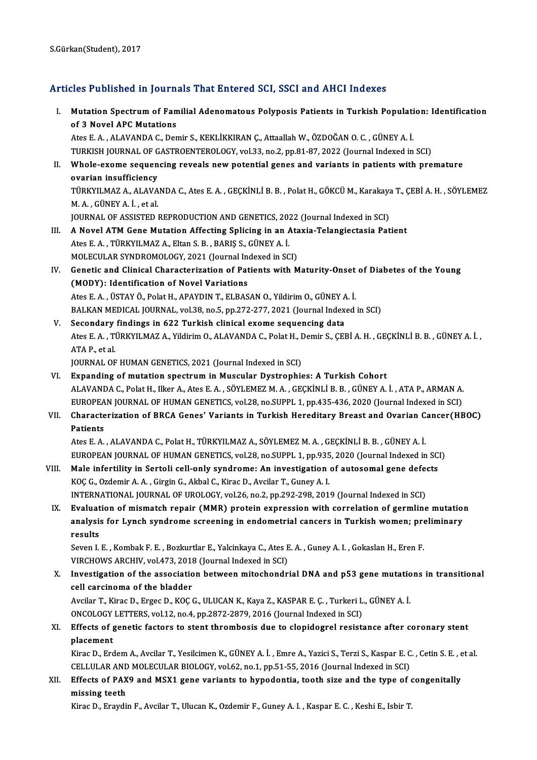S.Gürkan(Student), 2017

## Articles Published in Journals That Entered SCI, SSCI and AHCI Indexes

I. **Mutation Spectrum of Familial Adenomatous Polyposis Patients in Turkish Population: Identification of 3 Novel APC Mutations**
Ates E. A. , ALAVANDA C., Demir S., KEKLİKKIRAN Ç., Attaallah W., ÖZDOĞAN O. C. , GÜNEY A. İ.
TURKISH JOURNAL OF GASTROENTEROLOGY, vol.33, no.2, pp.81-87, 2022 (Journal Indexed in SCI)

II. **Whole-exome sequencing reveals new potential genes and variants in patients with premature ovarian insufficiency**
TÜRKYILMAZ A., ALAVANDA C., Ates E. A. , GEÇKİNLİ B. B. , Polat H., GÖKCÜ M., Karakaya T., ÇEBİ A. H. , SÖYLEMEZ M. A. , GÜNEY A. İ. , et al.
JOURNAL OF ASSISTED REPRODUCTION AND GENETICS, 2022 (Journal Indexed in SCI)

III. **A Novel ATM Gene Mutation Affecting Splicing in an Ataxia-Telangiectasia Patient**
Ates E. A. , TÜRKYILMAZ A., Eltan S. B. , BARIŞ S., GÜNEY A. İ.
MOLECULAR SYNDROMOLOGY, 2021 (Journal Indexed in SCI)

IV. **Genetic and Clinical Characterization of Patients with Maturity-Onset of Diabetes of the Young (MODY): Identification of Novel Variations**
Ates E. A. , ÜSTAY Ö., Polat H., APAYDIN T., ELBASAN O., Yildirim O., GÜNEY A. İ.
BALKAN MEDICAL JOURNAL, vol.38, no.5, pp.272-277, 2021 (Journal Indexed in SCI)

V. **Secondary findings in 622 Turkish clinical exome sequencing data**
Ates E. A. , TÜRKYILMAZ A., Yildirim O., ALAVANDA C., Polat H., Demir S., ÇEBİ A. H. , GEÇKİNLİ B. B. , GÜNEY A. İ. , ATA P., et al.
JOURNAL OF HUMAN GENETICS, 2021 (Journal Indexed in SCI)

VI. **Expanding of mutation spectrum in Muscular Dystrophies: A Turkish Cohort**
ALAVANDA C., Polat H., Ilker A., Ates E. A. , SÖYLEMEZ M. A. , GEÇKİNLİ B. B. , GÜNEY A. İ. , ATA P., ARMAN A.
EUROPEAN JOURNAL OF HUMAN GENETICS, vol.28, no.SUPPL 1, pp.435-436, 2020 (Journal Indexed in SCI)

VII. **Characterization of BRCA Genes' Variants in Turkish Hereditary Breast and Ovarian Cancer(HBOC) Patients**
Ates E. A. , ALAVANDA C., Polat H., TÜRKYILMAZ A., SÖYLEMEZ M. A. , GEÇKİNLİ B. B. , GÜNEY A. İ.
EUROPEAN JOURNAL OF HUMAN GENETICS, vol.28, no.SUPPL 1, pp.935, 2020 (Journal Indexed in SCI)

VIII. **Male infertility in Sertoli cell-only syndrome: An investigation of autosomal gene defects**
KOÇ G., Ozdemir A. A. , Girgin G., Akbal C., Kirac D., Avcilar T., Guney A. I.
INTERNATIONAL JOURNAL OF UROLOGY, vol.26, no.2, pp.292-298, 2019 (Journal Indexed in SCI)

IX. **Evaluation of mismatch repair (MMR) protein expression with correlation of germline mutation analysis for Lynch syndrome screening in endometrial cancers in Turkish women; preliminary results**
Seven I. E. , Kombak F. E. , Bozkurtlar E., Yalcinkaya C., Ates E. A. , Guney A. I. , Gokaslan H., Eren F.
VIRCHOWS ARCHIV, vol.473, 2018 (Journal Indexed in SCI)

X. **Investigation of the association between mitochondrial DNA and p53 gene mutations in transitional cell carcinoma of the bladder**
Avcilar T., Kirac D., Ergec D., KOÇ G., ULUCAN K., Kaya Z., KASPAR E. Ç. , Turkeri L., GÜNEY A. İ.
ONCOLOGY LETTERS, vol.12, no.4, pp.2872-2879, 2016 (Journal Indexed in SCI)

XI. **Effects of genetic factors to stent thrombosis due to clopidogrel resistance after coronary stent placement**
Kirac D., Erdem A., Avcilar T., Yesilcimen K., GÜNEY A. İ. , Emre A., Yazici S., Terzi S., Kaspar E. C. , Cetin S. E. , et al.
CELLULAR AND MOLECULAR BIOLOGY, vol.62, no.1, pp.51-55, 2016 (Journal Indexed in SCI)

XII. **Effects of PAX9 and MSX1 gene variants to hypodontia, tooth size and the type of congenitally missing teeth**
Kirac D., Eraydin F., Avcilar T., Ulucan K., Ozdemir F., Guney A. I. , Kaspar E. C. , Keshi E., Isbir T.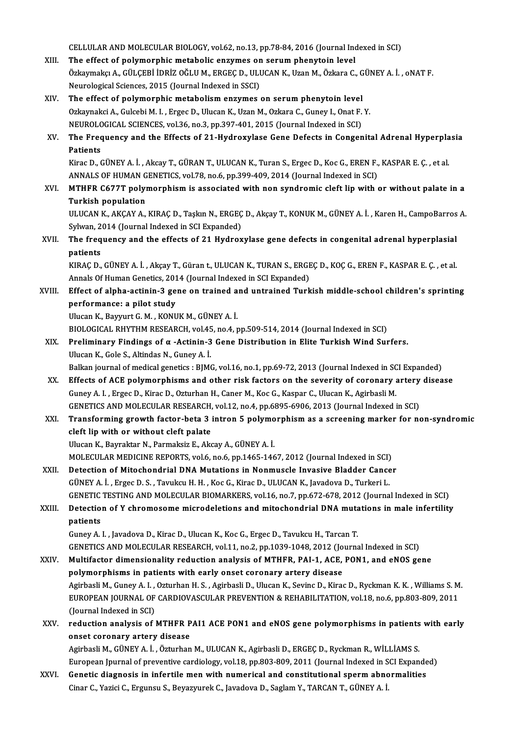CELLULAR AND MOLECULAR BIOLOGY, vol.62, no.13, pp.78-84, 2016 (Journal Indexed in SCI)

XIII. **The effect of polymorphic metabolic enzymes on serum phenytoin level**
Özkaymakçı A., GÜLÇEBİ İDRİZ OĞLU M., ERGEC D., ULUCAN K., Uzan M., Özkara C., GÜNEY A. İ. , oNAT F.
Neurological Sciences, 2015 (Journal Indexed in SSCI)

XIV. **The effect of polymorphic metabolism enzymes on serum phenytoin level**
Ozkaynakci A., Gulcebi M. I. , Ergec D., Ulucan K., Uzan M., Ozkara C., Guney I., Onat F. Y.
NEUROLOGICAL SCIENCES, vol.36, no.3, pp.397-401, 2015 (Journal Indexed in SCI)

XV. **The Frequency and the Effects of 21-Hydroxylase Gene Defects in Congenital Adrenal Hyperplasia Patients**
Kirac D., GÜNEY A. İ. , Akcay T., GÜRAN T., ULUCAN K., Turan S., Ergec D., Koc G., EREN F., KASPAR E. Ç. , et al.
ANNALS OF HUMAN GENETICS, vol.78, no.6, pp.399-409, 2014 (Journal Indexed in SCI)

XVI. **MTHFR C677T polymorphism is associated with non syndromic cleft lip with or without palate in a Turkish population**
ULUCAN K., AKÇAY A., KIRAÇ D., Taşkın N., ERGEÇ D., Akçay T., KONUK M., GÜNEY A. İ. , Karen H., CampoBarros A.
Sylwan, 2014 (Journal Indexed in SCI Expanded)

XVII. **The frequency and the effects of 21 Hydroxylase gene defects in congenital adrenal hyperplasial patients**
KIRAÇ D., GÜNEY A. İ. , Akçay T., Güran t., ULUCAN K., TURAN S., ERGEÇ D., KOÇ G., EREN F., KASPAR E. Ç. , et al.
Annals Of Human Genetics, 2014 (Journal Indexed in SCI Expanded)

XVIII. **Effect of alpha-actinin-3 gene on trained and untrained Turkish middle-school children's sprinting performance: a pilot study**
Ulucan K., Bayyurt G. M. , KONUK M., GÜNEY A. İ.
BIOLOGICAL RHYTHM RESEARCH, vol.45, no.4, pp.509-514, 2014 (Journal Indexed in SCI)

XIX. **Preliminary Findings of α -Actinin-3 Gene Distribution in Elite Turkish Wind Surfers.**
Ulucan K., Gole S., Altindas N., Guney A. İ.
Balkan journal of medical genetics : BJMG, vol.16, no.1, pp.69-72, 2013 (Journal Indexed in SCI Expanded)

XX. **Effects of ACE polymorphisms and other risk factors on the severity of coronary artery disease**
Guney A. I. , Ergec D., Kirac D., Ozturhan H., Caner M., Koc G., Kaspar C., Ulucan K., Agirbasli M.
GENETICS AND MOLECULAR RESEARCH, vol.12, no.4, pp.6895-6906, 2013 (Journal Indexed in SCI)

XXI. **Transforming growth factor-beta 3 intron 5 polymorphism as a screening marker for non-syndromic cleft lip with or without cleft palate**
Ulucan K., Bayraktar N., Parmaksiz E., Akcay A., GÜNEY A. İ.
MOLECULAR MEDICINE REPORTS, vol.6, no.6, pp.1465-1467, 2012 (Journal Indexed in SCI)

XXII. **Detection of Mitochondrial DNA Mutations in Nonmuscle Invasive Bladder Cancer**
GÜNEY A. İ. , Ergec D. S. , Tavukcu H. H. , Koc G., Kirac D., ULUCAN K., Javadova D., Turkeri L.
GENETIC TESTING AND MOLECULAR BIOMARKERS, vol.16, no.7, pp.672-678, 2012 (Journal Indexed in SCI)

XXIII. **Detection of Y chromosome microdeletions and mitochondrial DNA mutations in male infertility patients**
Guney A. I. , Javadova D., Kirac D., Ulucan K., Koc G., Ergec D., Tavukcu H., Tarcan T.
GENETICS AND MOLECULAR RESEARCH, vol.11, no.2, pp.1039-1048, 2012 (Journal Indexed in SCI)

XXIV. **Multifactor dimensionality reduction analysis of MTHFR, PAI-1, ACE, PON1, and eNOS gene polymorphisms in patients with early onset coronary artery disease**
Agirbasli M., Guney A. I. , Ozturhan H. S. , Agirbasli D., Ulucan K., Sevinc D., Kirac D., Ryckman K. K. , Williams S. M.
EUROPEAN JOURNAL OF CARDIOVASCULAR PREVENTION & REHABILITATION, vol.18, no.6, pp.803-809, 2011 (Journal Indexed in SCI)

XXV. **reduction analysis of MTHFR PAI1 ACE PON1 and eNOS gene polymorphisms in patients with early onset coronary artery disease**
Agirbasli M., GÜNEY A. İ. , Özturhan M., ULUCAN K., Agirbasli D., ERGEÇ D., Ryckman R., WİLLİAMS S.
European Jpurnal of preventive cardiology, vol.18, pp.803-809, 2011 (Journal Indexed in SCI Expanded)

XXVI. **Genetic diagnosis in infertile men with numerical and constitutional sperm abnormalities**
Cinar C., Yazici C., Ergunsu S., Beyazyurek C., Javadova D., Saglam Y., TARCAN T., GÜNEY A. İ.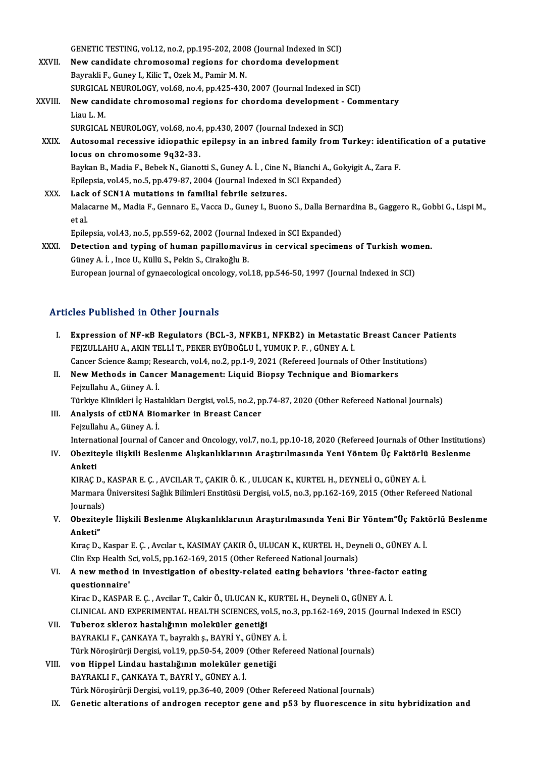GENETIC TESTING, vol.12, no.2, pp.195-202, 2008 (Journal Indexed in SCI)

XXVII. **New candidate chromosomal regions for chordoma development**
Bayrakli F., Guney I., Kilic T., Ozek M., Pamir M. N.
SURGICAL NEUROLOGY, vol.68, no.4, pp.425-430, 2007 (Journal Indexed in SCI)

XXVIII. **New candidate chromosomal regions for chordoma development - Commentary**
Liau L. M.
SURGICAL NEUROLOGY, vol.68, no.4, pp.430, 2007 (Journal Indexed in SCI)

XXIX. **Autosomal recessive idiopathic epilepsy in an inbred family from Turkey: identification of a putative locus on chromosome 9q32-33.**
Baykan B., Madia F., Bebek N., Gianotti S., Guney A. İ. , Cine N., Bianchi A., Gokyigit A., Zara F.
Epilepsia, vol.45, no.5, pp.479-87, 2004 (Journal Indexed in SCI Expanded)

XXX. **Lack of SCN1A mutations in familial febrile seizures.**
Malacarne M., Madia F., Gennaro E., Vacca D., Guney I., Buono S., Dalla Bernardina B., Gaggero R., Gobbi G., Lispi M., et al.
Epilepsia, vol.43, no.5, pp.559-62, 2002 (Journal Indexed in SCI Expanded)

XXXI. **Detection and typing of human papillomavirus in cervical specimens of Turkish women.**
Güney A. İ. , Ince U., Küllü S., Pekin S., Cirakoğlu B.
European journal of gynaecological oncology, vol.18, pp.546-50, 1997 (Journal Indexed in SCI)

## Articles Published in Other Journals

I. **Expression of NF-κB Regulators (BCL-3, NFKB1, NFKB2) in Metastatic Breast Cancer Patients**
FEJZULLAHU A., AKIN TELLİ T., PEKER EYÜBOĞLU İ., YUMUK P. F. , GÜNEY A. İ.
Cancer Science &amp; Research, vol.4, no.2, pp.1-9, 2021 (Refereed Journals of Other Institutions)

II. **New Methods in Cancer Management: Liquid Biopsy Technique and Biomarkers**
Fejzullahu A., Güney A. İ.
Türkiye Klinikleri İç Hastalıkları Dergisi, vol.5, no.2, pp.74-87, 2020 (Other Refereed National Journals)

III. **Analysis of ctDNA Biomarker in Breast Cancer**
Fejzullahu A., Güney A. İ.
International Journal of Cancer and Oncology, vol.7, no.1, pp.10-18, 2020 (Refereed Journals of Other Institutions)

IV. **Obeziteyle ilişkili Beslenme Alışkanlıklarının Araştırılmasında Yeni Yöntem Üç Faktörlü Beslenme Anketi**
KIRAÇ D., KASPAR E. Ç. , AVCILAR T., ÇAKIR Ö. K. , ULUCAN K., KURTEL H., DEYNELİ O., GÜNEY A. İ.
Marmara Üniversitesi Sağlık Bilimleri Enstitüsü Dergisi, vol.5, no.3, pp.162-169, 2015 (Other Refereed National Journals)

V. **Obeziteyle İlişkili Beslenme Alışkanlıklarının Araştırılmasında Yeni Bir Yöntem"Üç Faktörlü Beslenme Anketi"**
Kıraç D., Kaspar E. Ç. , Avcılar t., KASIMAY ÇAKIR Ö., ULUCAN K., KURTEL H., Deyneli O., GÜNEY A. İ.
Clin Exp Health Sci, vol.5, pp.162-169, 2015 (Other Refereed National Journals)

VI. **A new method in investigation of obesity-related eating behaviors 'three-factor eating questionnaire'**
Kirac D., KASPAR E. Ç. , Avcilar T., Cakir Ö., ULUCAN K., KURTEL H., Deyneli O., GÜNEY A. İ.
CLINICAL AND EXPERIMENTAL HEALTH SCIENCES, vol.5, no.3, pp.162-169, 2015 (Journal Indexed in ESCI)

VII. **Tuberoz skleroz hastalığının moleküler genetiği**
BAYRAKLI F., ÇANKAYA T., bayraklı ş., BAYRİ Y., GÜNEY A. İ.
Türk Nöroşirürji Dergisi, vol.19, pp.50-54, 2009 (Other Refereed National Journals)

VIII. **von Hippel Lindau hastalığının moleküler genetiği**
BAYRAKLI F., ÇANKAYA T., BAYRİ Y., GÜNEY A. İ.
Türk Nöroşirürji Dergisi, vol.19, pp.36-40, 2009 (Other Refereed National Journals)

IX. **Genetic alterations of androgen receptor gene and p53 by fluorescence in situ hybridization and**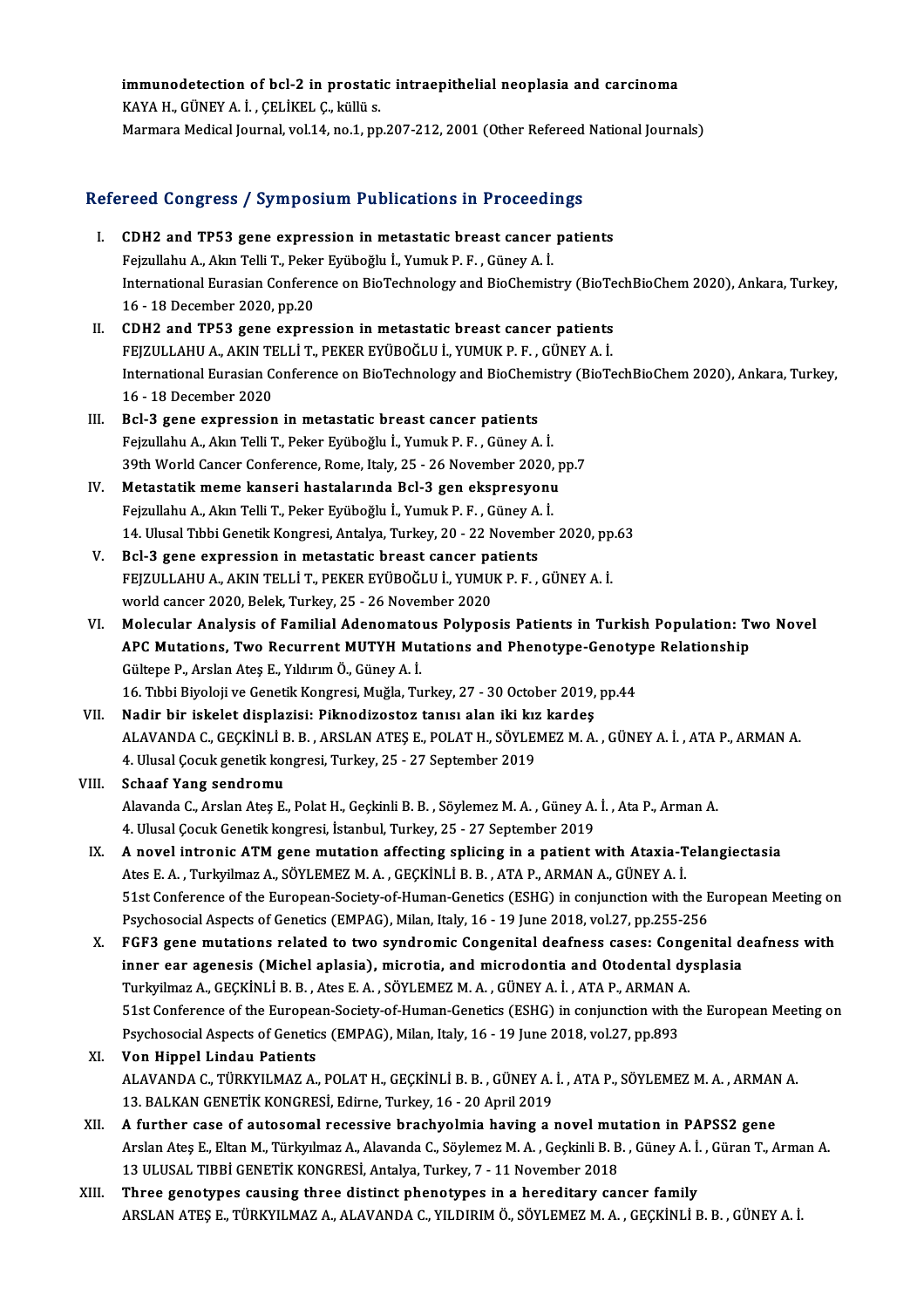**immunodetection of bcl-2 in prostatic intraepithelial neoplasia and carcinoma**
KAYA H., GÜNEY A. İ. , ÇELİKEL Ç., küllü s.
Marmara Medical Journal, vol.14, no.1, pp.207-212, 2001 (Other Refereed National Journals)

## Refereed Congress / Symposium Publications in Proceedings

I. **CDH2 and TP53 gene expression in metastatic breast cancer patients**
Fejzullahu A., Akın Telli T., Peker Eyüboğlu İ., Yumuk P. F. , Güney A. İ.
International Eurasian Conference on BioTechnology and BioChemistry (BioTechBioChem 2020), Ankara, Turkey, 16 - 18 December 2020, pp.20

II. **CDH2 and TP53 gene expression in metastatic breast cancer patients**
FEJZULLAHU A., AKIN TELLİ T., PEKER EYÜBOĞLU İ., YUMUK P. F. , GÜNEY A. İ.
International Eurasian Conference on BioTechnology and BioChemistry (BioTechBioChem 2020), Ankara, Turkey, 16 - 18 December 2020

III. **Bcl-3 gene expression in metastatic breast cancer patients**
Fejzullahu A., Akın Telli T., Peker Eyüboğlu İ., Yumuk P. F. , Güney A. İ.
39th World Cancer Conference, Rome, Italy, 25 - 26 November 2020, pp.7

IV. **Metastatik meme kanseri hastalarında Bcl-3 gen ekspresyonu**
Fejzullahu A., Akın Telli T., Peker Eyüboğlu İ., Yumuk P. F. , Güney A. İ.
14. Ulusal Tıbbi Genetik Kongresi, Antalya, Turkey, 20 - 22 November 2020, pp.63

V. **Bcl-3 gene expression in metastatic breast cancer patients**
FEJZULLAHU A., AKIN TELLİ T., PEKER EYÜBOĞLU İ., YUMUK P. F. , GÜNEY A. İ.
world cancer 2020, Belek, Turkey, 25 - 26 November 2020

VI. **Molecular Analysis of Familial Adenomatous Polyposis Patients in Turkish Population: Two Novel APC Mutations, Two Recurrent MUTYH Mutations and Phenotype-Genotype Relationship**
Gültepe P., Arslan Ateş E., Yıldırım Ö., Güney A. İ.
16. Tıbbi Biyoloji ve Genetik Kongresi, Muğla, Turkey, 27 - 30 October 2019, pp.44

VII. **Nadir bir iskelet displazisi: Piknodizostoz tanısı alan iki kız kardeş**
ALAVANDA C., GEÇKİNLİ B. B. , ARSLAN ATEŞ E., POLAT H., SÖYLEMEZ M. A. , GÜNEY A. İ. , ATA P., ARMAN A.
4. Ulusal Çocuk genetik kongresi, Turkey, 25 - 27 September 2019

VIII. **Schaaf Yang sendromu**
Alavanda C., Arslan Ateş E., Polat H., Geçkinli B. B. , Söylemez M. A. , Güney A. İ. , Ata P., Arman A.
4. Ulusal Çocuk Genetik kongresi, İstanbul, Turkey, 25 - 27 September 2019

IX. **A novel intronic ATM gene mutation affecting splicing in a patient with Ataxia-Telangiectasia**
Ates E. A. , Turkyilmaz A., SÖYLEMEZ M. A. , GEÇKİNLİ B. B. , ATA P., ARMAN A., GÜNEY A. İ.
51st Conference of the European-Society-of-Human-Genetics (ESHG) in conjunction with the European Meeting on Psychosocial Aspects of Genetics (EMPAG), Milan, Italy, 16 - 19 June 2018, vol.27, pp.255-256

X. **FGF3 gene mutations related to two syndromic Congenital deafness cases: Congenital deafness with inner ear agenesis (Michel aplasia), microtia, and microdontia and Otodental dysplasia**
Turkyilmaz A., GEÇKİNLİ B. B. , Ates E. A. , SÖYLEMEZ M. A. , GÜNEY A. İ. , ATA P., ARMAN A.
51st Conference of the European-Society-of-Human-Genetics (ESHG) in conjunction with the European Meeting on Psychosocial Aspects of Genetics (EMPAG), Milan, Italy, 16 - 19 June 2018, vol.27, pp.893

XI. **Von Hippel Lindau Patients**
ALAVANDA C., TÜRKYILMAZ A., POLAT H., GEÇKİNLİ B. B. , GÜNEY A. İ. , ATA P., SÖYLEMEZ M. A. , ARMAN A.
13. BALKAN GENETİK KONGRESİ, Edirne, Turkey, 16 - 20 April 2019

XII. **A further case of autosomal recessive brachyolmia having a novel mutation in PAPSS2 gene**
Arslan Ateş E., Eltan M., Türkyılmaz A., Alavanda C., Söylemez M. A. , Geçkinli B. B. , Güney A. İ. , Güran T., Arman A.
13 ULUSAL TIBBİ GENETİK KONGRESİ, Antalya, Turkey, 7 - 11 November 2018

XIII. **Three genotypes causing three distinct phenotypes in a hereditary cancer family**
ARSLAN ATEŞ E., TÜRKYILMAZ A., ALAVANDA C., YILDIRIM Ö., SÖYLEMEZ M. A. , GEÇKİNLİ B. B. , GÜNEY A. İ.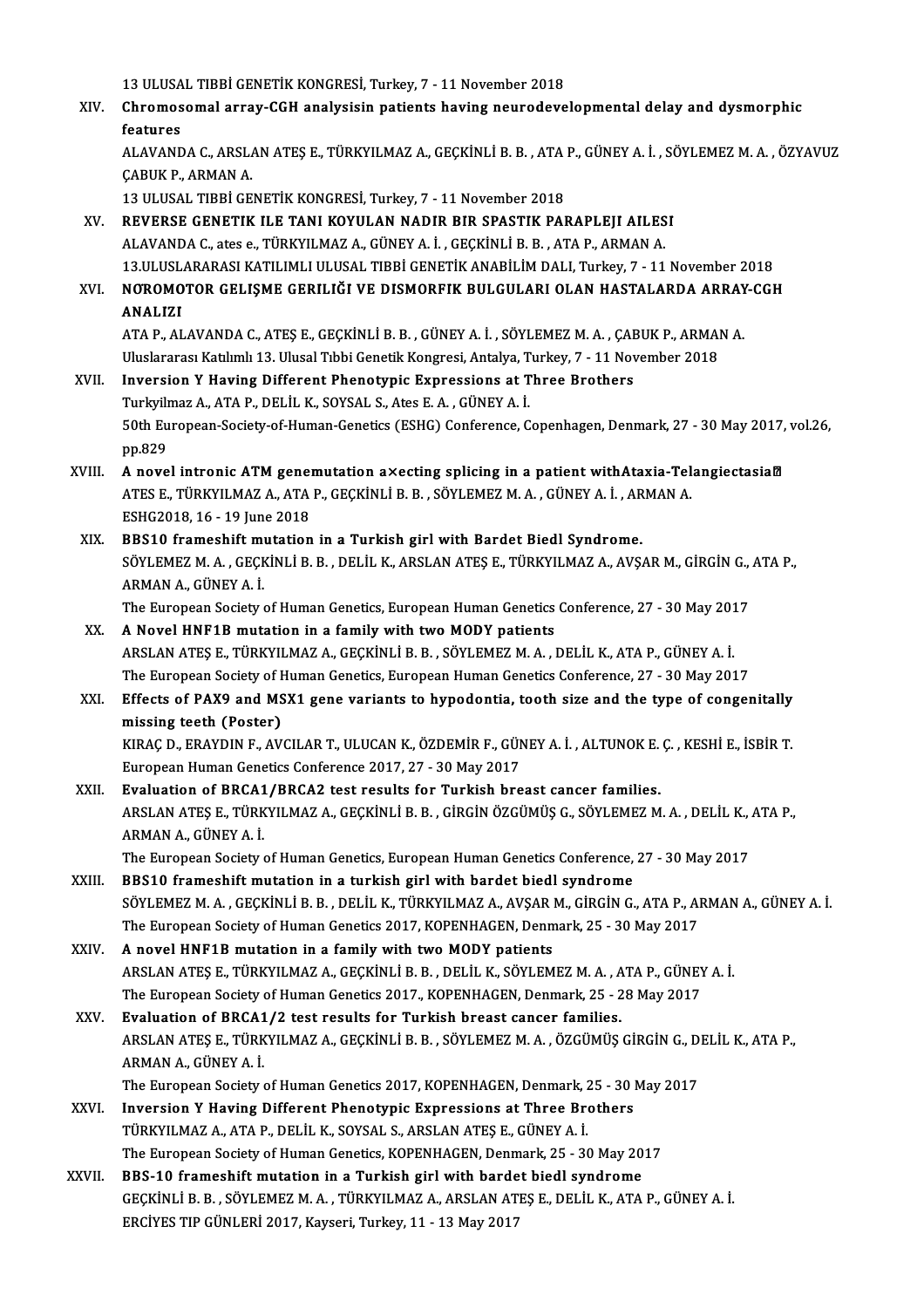13 ULUSAL TIBBİ GENETİK KONGRESİ, Turkey, 7 - 11 November 2018

XIV. **Chromosomal array-CGH analysisin patients having neurodevelopmental delay and dysmorphic features**
ALAVANDA C., ARSLAN ATEŞ E., TÜRKYILMAZ A., GEÇKİNLİ B. B. , ATA P., GÜNEY A. İ. , SÖYLEMEZ M. A. , ÖZYAVUZ ÇABUK P., ARMAN A.
13 ULUSAL TIBBİ GENETİK KONGRESİ, Turkey, 7 - 11 November 2018

XV. **REVERSE GENETIK ILE TANI KOYULAN NADIR BIR SPASTIK PARAPLEJI AILESI**
ALAVANDA C., ates e., TÜRKYILMAZ A., GÜNEY A. İ. , GEÇKİNLİ B. B. , ATA P., ARMAN A.
13.ULUSLARARASI KATILIMLI ULUSAL TIBBİ GENETİK ANABİLİM DALI, Turkey, 7 - 11 November 2018

XVI. **NOROMOTOR GELIŞME GERILIĞI VE DISMORFIK BULGULARI OLAN HASTALARDA ARRAY-CGH ANALIZI**
ATA P., ALAVANDA C., ATEŞ E., GEÇKİNLİ B. B. , GÜNEY A. İ. , SÖYLEMEZ M. A. , ÇABUK P., ARMAN A.
Uluslararası Katılımlı 13. Ulusal Tıbbi Genetik Kongresi, Antalya, Turkey, 7 - 11 November 2018

XVII. **Inversion Y Having Different Phenotypic Expressions at Three Brothers**
Turkyilmaz A., ATA P., DELİL K., SOYSAL S., Ates E. A. , GÜNEY A. İ.
50th European-Society-of-Human-Genetics (ESHG) Conference, Copenhagen, Denmark, 27 - 30 May 2017, vol.26, pp.829

XVIII. **A novel intronic ATM genemutation a×ecting splicing in a patient withAtaxia-Telangiectasia**
ATES E., TÜRKYILMAZ A., ATA P., GEÇKİNLİ B. B. , SÖYLEMEZ M. A. , GÜNEY A. İ. , ARMAN A.
ESHG2018, 16 - 19 June 2018

XIX. **BBS10 frameshift mutation in a Turkish girl with Bardet Biedl Syndrome.**
SÖYLEMEZ M. A. , GEÇKİNLİ B. B. , DELİL K., ARSLAN ATEŞ E., TÜRKYILMAZ A., AVŞAR M., GİRGİN G., ATA P., ARMAN A., GÜNEY A. İ.
The European Society of Human Genetics, European Human Genetics Conference, 27 - 30 May 2017

XX. **A Novel HNF1B mutation in a family with two MODY patients**
ARSLAN ATEŞ E., TÜRKYILMAZ A., GEÇKİNLİ B. B. , SÖYLEMEZ M. A. , DELİL K., ATA P., GÜNEY A. İ.
The European Society of Human Genetics, European Human Genetics Conference, 27 - 30 May 2017

XXI. **Effects of PAX9 and MSX1 gene variants to hypodontia, tooth size and the type of congenitally missing teeth (Poster)**
KIRAÇ D., ERAYDIN F., AVCILAR T., ULUCAN K., ÖZDEMİR F., GÜNEY A. İ. , ALTUNOK E. Ç. , KESHİ E., İSBİR T.
European Human Genetics Conference 2017, 27 - 30 May 2017

XXII. **Evaluation of BRCA1/BRCA2 test results for Turkish breast cancer families.**
ARSLAN ATEŞ E., TÜRKYILMAZ A., GEÇKİNLİ B. B. , GİRGİN ÖZGÜMÜŞ G., SÖYLEMEZ M. A. , DELİL K., ATA P., ARMAN A., GÜNEY A. İ.
The European Society of Human Genetics, European Human Genetics Conference, 27 - 30 May 2017

XXIII. **BBS10 frameshift mutation in a turkish girl with bardet biedl syndrome**
SÖYLEMEZ M. A. , GEÇKİNLİ B. B. , DELİL K., TÜRKYILMAZ A., AVŞAR M., GİRGİN G., ATA P., ARMAN A., GÜNEY A. İ.
The European Society of Human Genetics 2017, KOPENHAGEN, Denmark, 25 - 30 May 2017

XXIV. **A novel HNF1B mutation in a family with two MODY patients**
ARSLAN ATEŞ E., TÜRKYILMAZ A., GEÇKİNLİ B. B. , DELİL K., SÖYLEMEZ M. A. , ATA P., GÜNEY A. İ.
The European Society of Human Genetics 2017., KOPENHAGEN, Denmark, 25 - 28 May 2017

XXV. **Evaluation of BRCA1/2 test results for Turkish breast cancer families.**
ARSLAN ATEŞ E., TÜRKYILMAZ A., GEÇKİNLİ B. B. , SÖYLEMEZ M. A. , ÖZGÜMÜŞ GİRGİN G., DELİL K., ATA P., ARMAN A., GÜNEY A. İ.
The European Society of Human Genetics 2017, KOPENHAGEN, Denmark, 25 - 30 May 2017

XXVI. **Inversion Y Having Different Phenotypic Expressions at Three Brothers**
TÜRKYILMAZ A., ATA P., DELİL K., SOYSAL S., ARSLAN ATEŞ E., GÜNEY A. İ.
The European Society of Human Genetics, KOPENHAGEN, Denmark, 25 - 30 May 2017

XXVII. **BBS-10 frameshift mutation in a Turkish girl with bardet biedl syndrome**
GEÇKİNLİ B. B. , SÖYLEMEZ M. A. , TÜRKYILMAZ A., ARSLAN ATEŞ E., DELİL K., ATA P., GÜNEY A. İ.
ERCİYES TIP GÜNLERİ 2017, Kayseri, Turkey, 11 - 13 May 2017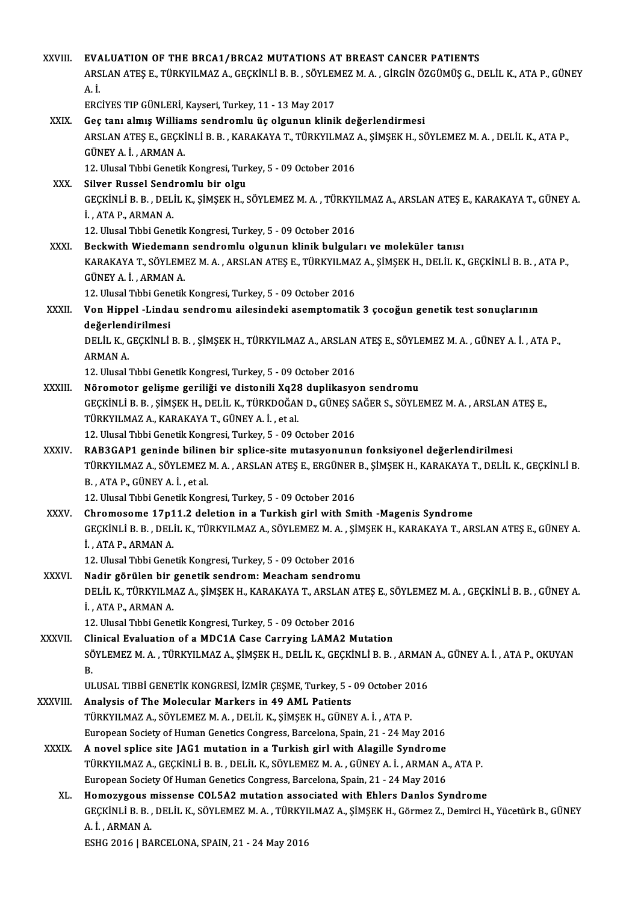XXVIII. **EVALUATION OF THE BRCA1/BRCA2 MUTATIONS AT BREAST CANCER PATIENTS**
ARSLAN ATEŞ E., TÜRKYILMAZ A., GEÇKİNLİ B. B. , SÖYLEMEZ M. A. , GİRGİN ÖZGÜMÜŞ G., DELİL K., ATA P., GÜNEY A. İ.
ERCİYES TIP GÜNLERİ, Kayseri, Turkey, 11 - 13 May 2017

XXIX. **Geç tanı almış Williams sendromlu üç olgunun klinik değerlendirmesi**
ARSLAN ATEŞ E., GEÇKİNLİ B. B. , KARAKAYA T., TÜRKYILMAZ A., ŞİMŞEK H., SÖYLEMEZ M. A. , DELİL K., ATA P., GÜNEY A. İ. , ARMAN A.
12. Ulusal Tıbbi Genetik Kongresi, Turkey, 5 - 09 October 2016

XXX. **Silver Russel Sendromlu bir olgu**
GEÇKİNLİ B. B. , DELİL K., ŞİMŞEK H., SÖYLEMEZ M. A. , TÜRKYILMAZ A., ARSLAN ATEŞ E., KARAKAYA T., GÜNEY A. İ. , ATA P., ARMAN A.
12. Ulusal Tıbbi Genetik Kongresi, Turkey, 5 - 09 October 2016

XXXI. **Beckwith Wiedemann sendromlu olgunun klinik bulguları ve moleküler tanısı**
KARAKAYA T., SÖYLEMEZ M. A. , ARSLAN ATEŞ E., TÜRKYILMAZ A., ŞİMŞEK H., DELİL K., GEÇKİNLİ B. B. , ATA P., GÜNEY A. İ. , ARMAN A.
12. Ulusal Tıbbi Genetik Kongresi, Turkey, 5 - 09 October 2016

XXXII. **Von Hippel -Lindau sendromu ailesindeki asemptomatik 3 çocoğun genetik test sonuçlarının değerlendirilmesi**
DELİL K., GEÇKİNLİ B. B. , ŞİMŞEK H., TÜRKYILMAZ A., ARSLAN ATEŞ E., SÖYLEMEZ M. A. , GÜNEY A. İ. , ATA P., ARMAN A.
12. Ulusal Tıbbi Genetik Kongresi, Turkey, 5 - 09 October 2016

XXXIII. **Nöromotor gelişme geriliği ve distonili Xq28 duplikasyon sendromu**
GEÇKİNLİ B. B. , ŞİMŞEK H., DELİL K., TÜRKDOĞAN D., GÜNEŞ SAĞER S., SÖYLEMEZ M. A. , ARSLAN ATEŞ E., TÜRKYILMAZ A., KARAKAYA T., GÜNEY A. İ. , et al.
12. Ulusal Tıbbi Genetik Kongresi, Turkey, 5 - 09 October 2016

XXXIV. **RAB3GAP1 geninde bilinen bir splice-site mutasyonunun fonksiyonel değerlendirilmesi**
TÜRKYILMAZ A., SÖYLEMEZ M. A. , ARSLAN ATEŞ E., ERGÜNER B., ŞİMŞEK H., KARAKAYA T., DELİL K., GEÇKİNLİ B. B. , ATA P., GÜNEY A. İ. , et al.
12. Ulusal Tıbbi Genetik Kongresi, Turkey, 5 - 09 October 2016

XXXV. **Chromosome 17p11.2 deletion in a Turkish girl with Smith -Magenis Syndrome**
GEÇKİNLİ B. B. , DELİL K., TÜRKYILMAZ A., SÖYLEMEZ M. A. , ŞİMŞEK H., KARAKAYA T., ARSLAN ATEŞ E., GÜNEY A. İ. , ATA P., ARMAN A.
12. Ulusal Tıbbi Genetik Kongresi, Turkey, 5 - 09 October 2016

XXXVI. **Nadir görülen bir genetik sendrom: Meacham sendromu**
DELİL K., TÜRKYILMAZ A., ŞİMŞEK H., KARAKAYA T., ARSLAN ATEŞ E., SÖYLEMEZ M. A. , GEÇKİNLİ B. B. , GÜNEY A. İ. , ATA P., ARMAN A.
12. Ulusal Tıbbi Genetik Kongresi, Turkey, 5 - 09 October 2016

XXXVII. **Clinical Evaluation of a MDC1A Case Carrying LAMA2 Mutation**
SÖYLEMEZ M. A. , TÜRKYILMAZ A., ŞİMŞEK H., DELİL K., GEÇKİNLİ B. B. , ARMAN A., GÜNEY A. İ. , ATA P., OKUYAN B.
ULUSAL TIBBİ GENETİK KONGRESİ, İZMİR ÇEŞME, Turkey, 5 - 09 October 2016

XXXVIII. **Analysis of The Molecular Markers in 49 AML Patients**
TÜRKYILMAZ A., SÖYLEMEZ M. A. , DELİL K., ŞİMŞEK H., GÜNEY A. İ. , ATA P.
European Society of Human Genetics Congress, Barcelona, Spain, 21 - 24 May 2016

XXXIX. **A novel splice site JAG1 mutation in a Turkish girl with Alagille Syndrome**
TÜRKYILMAZ A., GEÇKİNLİ B. B. , DELİL K., SÖYLEMEZ M. A. , GÜNEY A. İ. , ARMAN A., ATA P.
European Society Of Human Genetics Congress, Barcelona, Spain, 21 - 24 May 2016

XL. **Homozygous missense COL5A2 mutation associated with Ehlers Danlos Syndrome**
GEÇKİNLİ B. B. , DELİL K., SÖYLEMEZ M. A. , TÜRKYILMAZ A., ŞİMŞEK H., Görmez Z., Demirci H., Yücetürk B., GÜNEY A. İ. , ARMAN A.
ESHG 2016 | BARCELONA, SPAIN, 21 - 24 May 2016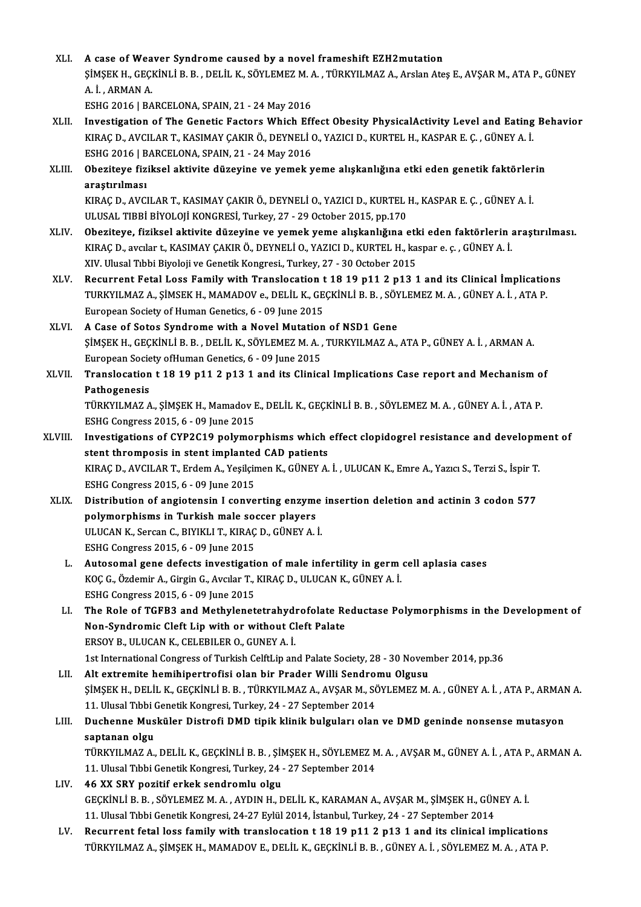XLI. **A case of Weaver Syndrome caused by a novel frameshift EZH2mutation**
ŞİMŞEK H., GEÇKİNLİ B. B. , DELİL K., SÖYLEMEZ M. A. , TÜRKYILMAZ A., Arslan Ateş E., AVŞAR M., ATA P., GÜNEY A. İ. , ARMAN A.
ESHG 2016 | BARCELONA, SPAIN, 21 - 24 May 2016

XLII. **Investigation of The Genetic Factors Which Effect Obesity PhysicalActivity Level and Eating Behavior**
KIRAÇ D., AVCILAR T., KASIMAY ÇAKIR Ö., DEYNELİ O., YAZICI D., KURTEL H., KASPAR E. Ç. , GÜNEY A. İ.
ESHG 2016 | BARCELONA, SPAIN, 21 - 24 May 2016

XLIII. **Obeziteye fiziksel aktivite düzeyine ve yemek yeme alışkanlığına etki eden genetik faktörlerin araştırılması**
KIRAÇ D., AVCILAR T., KASIMAY ÇAKIR Ö., DEYNELİ O., YAZICI D., KURTEL H., KASPAR E. Ç. , GÜNEY A. İ.
ULUSAL TIBBİ BİYOLOJİ KONGRESİ, Turkey, 27 - 29 October 2015, pp.170

XLIV. **Obeziteye, fiziksel aktivite düzeyine ve yemek yeme alışkanlığına etki eden faktörlerin araştırılması.**
KIRAÇ D., avcılar t., KASIMAY ÇAKIR Ö., DEYNELİ O., YAZICI D., KURTEL H., kaspar e. ç. , GÜNEY A. İ.
XIV. Ulusal Tıbbi Biyoloji ve Genetik Kongresi., Turkey, 27 - 30 October 2015

XLV. **Recurrent Fetal Loss Family with Translocation t 18 19 p11 2 p13 1 and its Clinical İmplications**
TURKYILMAZ A., ŞİMSEK H., MAMADOV e., DELİL K., GEÇKİNLİ B. B. , SÖYLEMEZ M. A. , GÜNEY A. İ. , ATA P.
European Society of Human Genetics, 6 - 09 June 2015

XLVI. **A Case of Sotos Syndrome with a Novel Mutation of NSD1 Gene**
ŞİMŞEK H., GEÇKİNLİ B. B. , DELİL K., SÖYLEMEZ M. A. , TURKYILMAZ A., ATA P., GÜNEY A. İ. , ARMAN A.
European Society ofHuman Genetics, 6 - 09 June 2015

XLVII. **Translocation t 18 19 p11 2 p13 1 and its Clinical Implications Case report and Mechanism of Pathogenesis**
TÜRKYILMAZ A., ŞİMŞEK H., Mamadov E., DELİL K., GEÇKİNLİ B. B. , SÖYLEMEZ M. A. , GÜNEY A. İ. , ATA P.
ESHG Congress 2015, 6 - 09 June 2015

XLVIII. **Investigations of CYP2C19 polymorphisms which effect clopidogrel resistance and development of stent thromposis in stent implanted CAD patients**
KIRAÇ D., AVCILAR T., Erdem A., Yeşilçimen K., GÜNEY A. İ. , ULUCAN K., Emre A., Yazıcı S., Terzi S., İspir T.
ESHG Congress 2015, 6 - 09 June 2015

XLIX. **Distribution of angiotensin I converting enzyme insertion deletion and actinin 3 codon 577 polymorphisms in Turkish male soccer players**
ULUCAN K., Sercan C., BIYIKLI T., KIRAÇ D., GÜNEY A. İ.
ESHG Congress 2015, 6 - 09 June 2015

L. **Autosomal gene defects investigation of male infertility in germ cell aplasia cases**
KOÇ G., Özdemir A., Girgin G., Avcılar T., KIRAÇ D., ULUCAN K., GÜNEY A. İ.
ESHG Congress 2015, 6 - 09 June 2015

LI. **The Role of TGFB3 and Methylenetetrahydrofolate Reductase Polymorphisms in the Development of Non-Syndromic Cleft Lip with or without Cleft Palate**
ERSOY B., ULUCAN K., CELEBILER O., GUNEY A. İ.
1st International Congress of Turkish CelftLip and Palate Society, 28 - 30 November 2014, pp.36

LII. **Alt extremite hemihipertrofisi olan bir Prader Willi Sendromu Olgusu**
ŞİMŞEK H., DELİL K., GEÇKİNLİ B. B. , TÜRKYILMAZ A., AVŞAR M., SÖYLEMEZ M. A. , GÜNEY A. İ. , ATA P., ARMAN A.
11. Ulusal Tıbbi Genetik Kongresi, Turkey, 24 - 27 September 2014

LIII. **Duchenne Musküler Distrofi DMD tipik klinik bulguları olan ve DMD geninde nonsense mutasyon saptanan olgu**
TÜRKYILMAZ A., DELİL K., GEÇKİNLİ B. B. , ŞİMŞEK H., SÖYLEMEZ M. A. , AVŞAR M., GÜNEY A. İ. , ATA P., ARMAN A.
11. Ulusal Tıbbi Genetik Kongresi, Turkey, 24 - 27 September 2014

LIV. **46 XX SRY pozitif erkek sendromlu olgu**
GEÇKİNLİ B. B. , SÖYLEMEZ M. A. , AYDIN H., DELİL K., KARAMAN A., AVŞAR M., ŞİMŞEK H., GÜNEY A. İ.
11. Ulusal Tıbbi Genetik Kongresi, 24-27 Eylül 2014, İstanbul, Turkey, 24 - 27 September 2014

LV. **Recurrent fetal loss family with translocation t 18 19 p11 2 p13 1 and its clinical implications**
TÜRKYILMAZ A., ŞİMŞEK H., MAMADOV E., DELİL K., GEÇKİNLİ B. B. , GÜNEY A. İ. , SÖYLEMEZ M. A. , ATA P.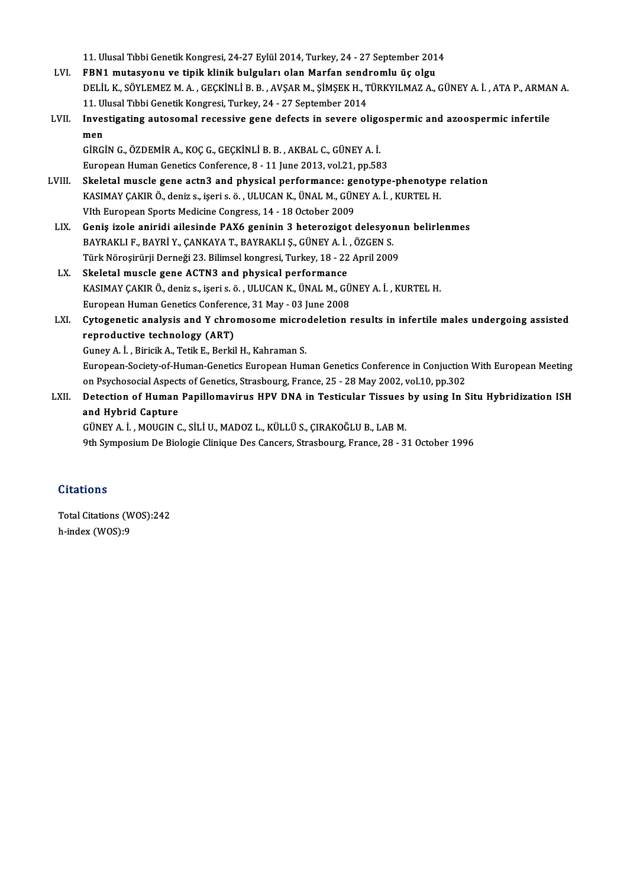11. Ulusal Tıbbi Genetik Kongresi, 24-27 Eylül 2014, Turkey, 24 - 27 September 2014

LVI. **FBN1 mutasyonu ve tipik klinik bulguları olan Marfan sendromlu üç olgu**
DELİL K., SÖYLEMEZ M. A. , GEÇKİNLİ B. B. , AVŞAR M., ŞİMŞEK H., TÜRKYILMAZ A., GÜNEY A. İ. , ATA P., ARMAN A.
11. Ulusal Tıbbi Genetik Kongresi, Turkey, 24 - 27 September 2014

LVII. **Investigating autosomal recessive gene defects in severe oligospermic and azoospermic infertile men**
GİRGİN G., ÖZDEMİR A., KOÇ G., GEÇKİNLİ B. B. , AKBAL C., GÜNEY A. İ.
European Human Genetics Conference, 8 - 11 June 2013, vol.21, pp.583

LVIII. **Skeletal muscle gene actn3 and physical performance: genotype-phenotype relation**
KASIMAY ÇAKIR Ö., deniz s., işeri s. ö. , ULUCAN K., ÜNAL M., GÜNEY A. İ. , KURTEL H.
VIth European Sports Medicine Congress, 14 - 18 October 2009

LIX. **Geniş izole aniridi ailesinde PAX6 geninin 3 heterozigot delesyonun belirlenmes**
BAYRAKLI F., BAYRİ Y., ÇANKAYA T., BAYRAKLI Ş., GÜNEY A. İ. , ÖZGEN S.
Türk Nöroşirürji Derneği 23. Bilimsel kongresi, Turkey, 18 - 22 April 2009

LX. **Skeletal muscle gene ACTN3 and physical performance**
KASIMAY ÇAKIR Ö., deniz s., işeri s. ö. , ULUCAN K., ÜNAL M., GÜNEY A. İ. , KURTEL H.
European Human Genetics Conference, 31 May - 03 June 2008

LXI. **Cytogenetic analysis and Y chromosome microdeletion results in infertile males undergoing assisted reproductive technology (ART)**
Guney A. İ. , Biricik A., Tetik E., Berkil H., Kahraman S.
European-Society-of-Human-Genetics European Human Genetics Conference in Conjuction With European Meeting on Psychosocial Aspects of Genetics, Strasbourg, France, 25 - 28 May 2002, vol.10, pp.302

LXII. **Detection of Human Papillomavirus HPV DNA in Testicular Tissues by using In Situ Hybridization ISH and Hybrid Capture**
GÜNEY A. İ. , MOUGIN C., SİLİ U., MADOZ L., KÜLLÜ S., ÇIRAKOĞLU B., LAB M.
9th Symposium De Biologie Clinique Des Cancers, Strasbourg, France, 28 - 31 October 1996

## Citations

Total Citations (WOS):242
h-index (WOS):9